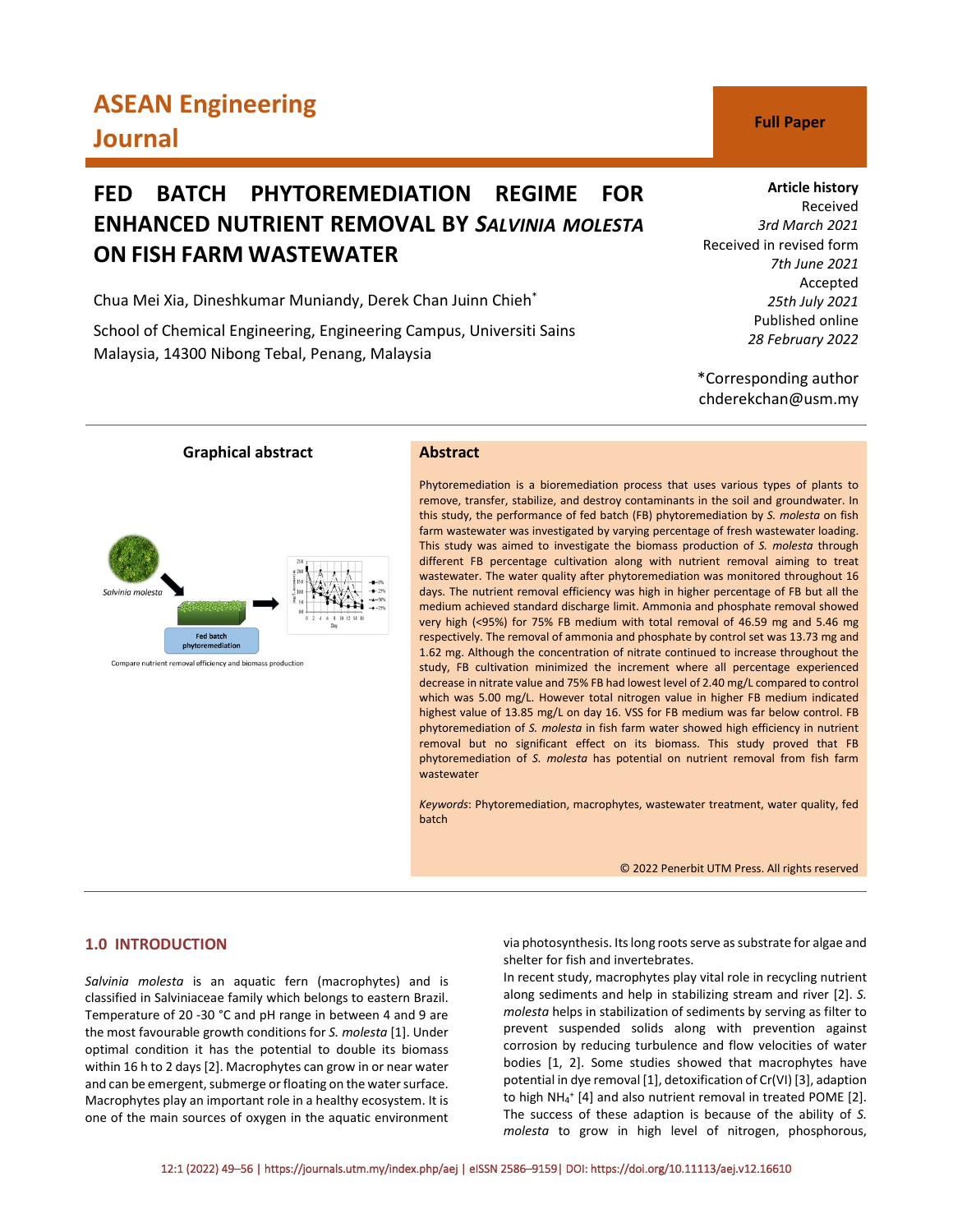# FED BATCH PHYTOREMEDIATION REGIME FOR ENHANCED NUTRIENT REMOVAL BY *SALVINIA MOLESTA* ON FISH FARM WASTEWATER

**Full Paper**

Chua Mei Xia, Dineshkumar Muniandy, Derek Chan Juinn Chieh*

School of Chemical Engineering, Engineering Campus, Universiti Sains Malaysia, 14300 Nibong Tebal, Penang, Malaysia

**Article history**
Received
*3rd March 2021*
Received in revised form
*7th June 2021*
Accepted
*25th July 2021*
Published online
*28 February 2022*

*Corresponding author
chderekchan@usm.my

## Graphical abstract

*Salvinia molesta*

Fed batch phytoremediation

Compare nutrient removal efficiency and biomass production

## Abstract

Phytoremediation is a bioremediation process that uses various types of plants to remove, transfer, stabilize, and destroy contaminants in the soil and groundwater. In this study, the performance of fed batch (FB) phytoremediation by *S. molesta* on fish farm wastewater was investigated by varying percentage of fresh wastewater loading. This study was aimed to investigate the biomass production of *S. molesta* through different FB percentage cultivation along with nutrient removal aiming to treat wastewater. The water quality after phytoremediation was monitored throughout 16 days. The nutrient removal efficiency was high in higher percentage of FB but all the medium achieved standard discharge limit. Ammonia and phosphate removal showed very high (<95%) for 75% FB medium with total removal of 46.59 mg and 5.46 mg respectively. The removal of ammonia and phosphate by control set was 13.73 mg and 1.62 mg. Although the concentration of nitrate continued to increase throughout the study, FB cultivation minimized the increment where all percentage experienced decrease in nitrate value and 75% FB had lowest level of 2.40 mg/L compared to control which was 5.00 mg/L. However total nitrogen value in higher FB medium indicated highest value of 13.85 mg/L on day 16. VSS for FB medium was far below control. FB phytoremediation of *S. molesta* in fish farm water showed high efficiency in nutrient removal but no significant effect on its biomass. This study proved that FB phytoremediation of *S. molesta* has potential on nutrient removal from fish farm wastewater

*Keywords*: Phytoremediation, macrophytes, wastewater treatment, water quality, fed batch

© 2022 Penerbit UTM Press. All rights reserved

## 1.0 INTRODUCTION

*Salvinia molesta* is an aquatic fern (macrophytes) and is classified in Salviniaceae family which belongs to eastern Brazil. Temperature of 20 -30 °C and pH range in between 4 and 9 are the most favourable growth conditions for *S. molesta* [1]. Under optimal condition it has the potential to double its biomass within 16 h to 2 days [2]. Macrophytes can grow in or near water and can be emergent, submerge or floating on the water surface. Macrophytes play an important role in a healthy ecosystem. It is one of the main sources of oxygen in the aquatic environment via photosynthesis. Its long roots serve as substrate for algae and shelter for fish and invertebrates.

In recent study, macrophytes play vital role in recycling nutrient along sediments and help in stabilizing stream and river [2]. *S. molesta* helps in stabilization of sediments by serving as filter to prevent suspended solids along with prevention against corrosion by reducing turbulence and flow velocities of water bodies [1, 2]. Some studies showed that macrophytes have potential in dye removal [1], detoxification of Cr(VI) [3], adaption to high $NH_4^+$ [4] and also nutrient removal in treated POME [2]. The success of these adaption is because of the ability of *S. molesta* to grow in high level of nitrogen, phosphorous,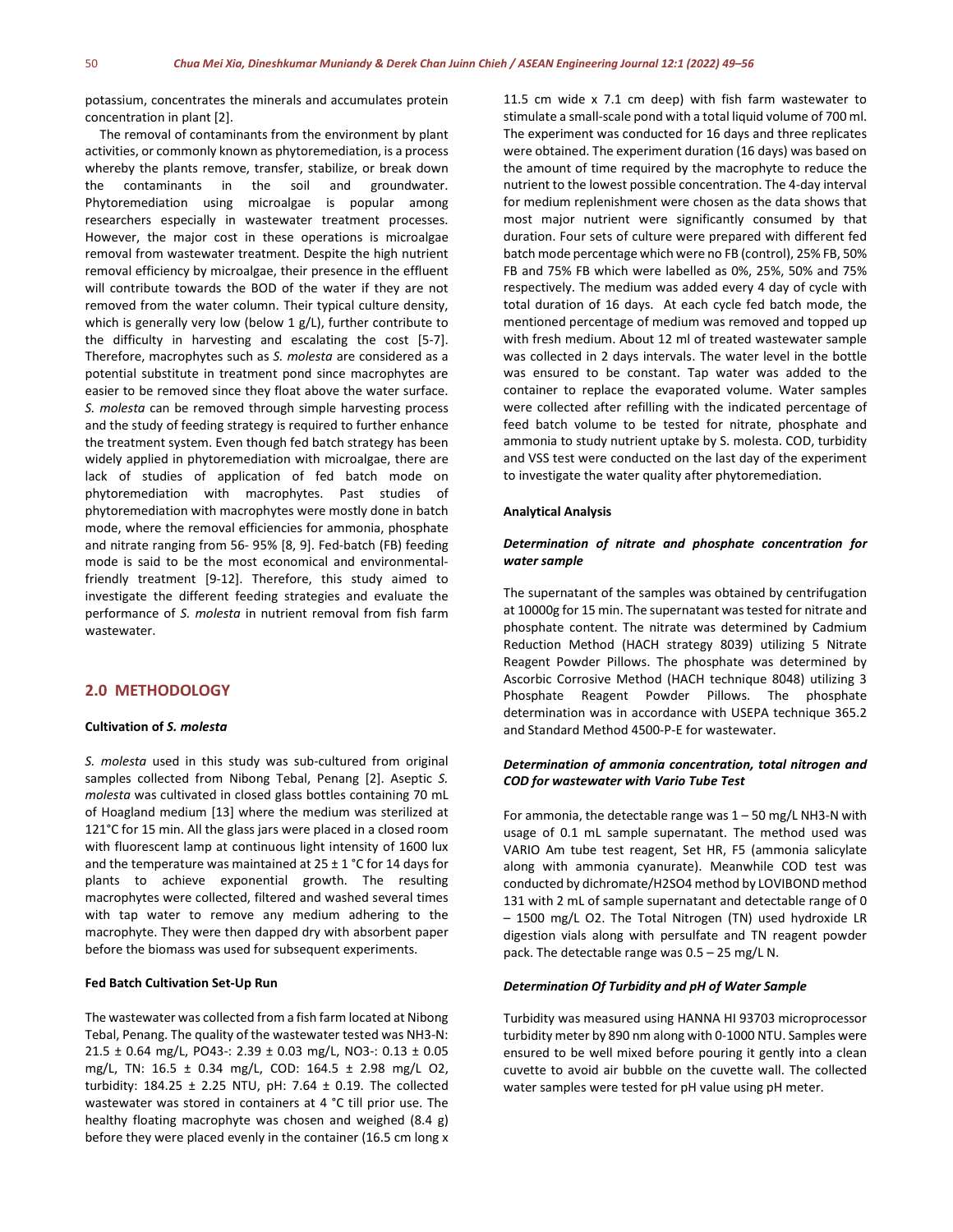potassium, concentrates the minerals and accumulates protein concentration in plant [2].

The removal of contaminants from the environment by plant activities, or commonly known as phytoremediation, is a process whereby the plants remove, transfer, stabilize, or break down the contaminants in the soil and groundwater. Phytoremediation using microalgae is popular among researchers especially in wastewater treatment processes. However, the major cost in these operations is microalgae removal from wastewater treatment. Despite the high nutrient removal efficiency by microalgae, their presence in the effluent will contribute towards the BOD of the water if they are not removed from the water column. Their typical culture density, which is generally very low (below 1 g/L), further contribute to the difficulty in harvesting and escalating the cost [5-7]. Therefore, macrophytes such as *S. molesta* are considered as a potential substitute in treatment pond since macrophytes are easier to be removed since they float above the water surface. *S. molesta* can be removed through simple harvesting process and the study of feeding strategy is required to further enhance the treatment system. Even though fed batch strategy has been widely applied in phytoremediation with microalgae, there are lack of studies of application of fed batch mode on phytoremediation with macrophytes. Past studies of phytoremediation with macrophytes were mostly done in batch mode, where the removal efficiencies for ammonia, phosphate and nitrate ranging from 56- 95% [8, 9]. Fed-batch (FB) feeding mode is said to be the most economical and environmental-friendly treatment [9-12]. Therefore, this study aimed to investigate the different feeding strategies and evaluate the performance of *S. molesta* in nutrient removal from fish farm wastewater.

## 2.0 METHODOLOGY

### Cultivation of *S. molesta*

*S. molesta* used in this study was sub-cultured from original samples collected from Nibong Tebal, Penang [2]. Aseptic *S. molesta* was cultivated in closed glass bottles containing 70 mL of Hoagland medium [13] where the medium was sterilized at 121°C for 15 min. All the glass jars were placed in a closed room with fluorescent lamp at continuous light intensity of 1600 lux and the temperature was maintained at 25 ± 1 °C for 14 days for plants to achieve exponential growth. The resulting macrophytes were collected, filtered and washed several times with tap water to remove any medium adhering to the macrophyte. They were then dapped dry with absorbent paper before the biomass was used for subsequent experiments.

### Fed Batch Cultivation Set-Up Run

The wastewater was collected from a fish farm located at Nibong Tebal, Penang. The quality of the wastewater tested was $NH_3$-N: 21.5 ± 0.64 mg/L, $PO_4^{3-}$: 2.39 ± 0.03 mg/L, $NO_3^-$: 0.13 ± 0.05 mg/L, TN: 16.5 ± 0.34 mg/L, COD: 164.5 ± 2.98 mg/L $O_2$, turbidity: 184.25 ± 2.25 NTU, pH: 7.64 ± 0.19. The collected wastewater was stored in containers at 4 °C till prior use. The healthy floating macrophyte was chosen and weighed (8.4 g) before they were placed evenly in the container (16.5 cm long x 11.5 cm wide x 7.1 cm deep) with fish farm wastewater to stimulate a small-scale pond with a total liquid volume of 700 ml. The experiment was conducted for 16 days and three replicates were obtained. The experiment duration (16 days) was based on the amount of time required by the macrophyte to reduce the nutrient to the lowest possible concentration. The 4-day interval for medium replenishment were chosen as the data shows that most major nutrient were significantly consumed by that duration. Four sets of culture were prepared with different fed batch mode percentage which were no FB (control), 25% FB, 50% FB and 75% FB which were labelled as 0%, 25%, 50% and 75% respectively. The medium was added every 4 day of cycle with total duration of 16 days. At each cycle fed batch mode, the mentioned percentage of medium was removed and topped up with fresh medium. About 12 ml of treated wastewater sample was collected in 2 days intervals. The water level in the bottle was ensured to be constant. Tap water was added to the container to replace the evaporated volume. Water samples were collected after refilling with the indicated percentage of feed batch volume to be tested for nitrate, phosphate and ammonia to study nutrient uptake by S. molesta. COD, turbidity and VSS test were conducted on the last day of the experiment to investigate the water quality after phytoremediation.

### Analytical Analysis

#### *Determination of nitrate and phosphate concentration for water sample*

The supernatant of the samples was obtained by centrifugation at 10000g for 15 min. The supernatant was tested for nitrate and phosphate content. The nitrate was determined by Cadmium Reduction Method (HACH strategy 8039) utilizing 5 Nitrate Reagent Powder Pillows. The phosphate was determined by Ascorbic Corrosive Method (HACH technique 8048) utilizing 3 Phosphate Reagent Powder Pillows. The phosphate determination was in accordance with USEPA technique 365.2 and Standard Method 4500-P-E for wastewater.

#### *Determination of ammonia concentration, total nitrogen and COD for wastewater with Vario Tube Test*

For ammonia, the detectable range was 1 – 50 mg/L $NH_3$-N with usage of 0.1 mL sample supernatant. The method used was VARIO Am tube test reagent, Set HR, F5 (ammonia salicylate along with ammonia cyanurate). Meanwhile COD test was conducted by dichromate/$H_2SO_4$ method by LOVIBOND method 131 with 2 mL of sample supernatant and detectable range of 0 – 1500 mg/L $O_2$. The Total Nitrogen (TN) used hydroxide LR digestion vials along with persulfate and TN reagent powder pack. The detectable range was 0.5 – 25 mg/L N.

#### *Determination Of Turbidity and pH of Water Sample*

Turbidity was measured using HANNA HI 93703 microprocessor turbidity meter by 890 nm along with 0-1000 NTU. Samples were ensured to be well mixed before pouring it gently into a clean cuvette to avoid air bubble on the cuvette wall. The collected water samples were tested for pH value using pH meter.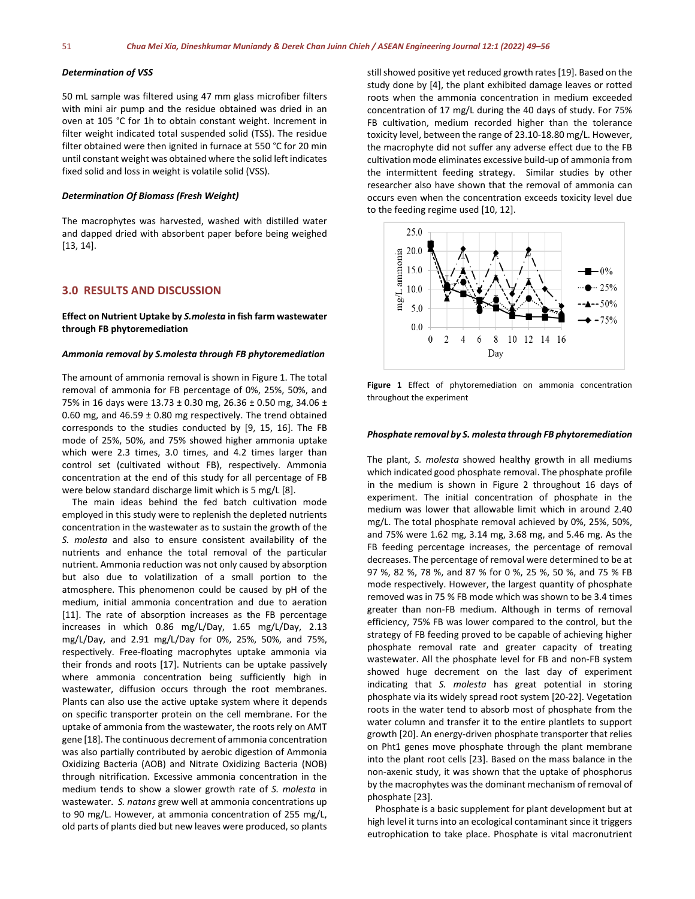### *Determination of VSS*

50 mL sample was filtered using 47 mm glass microfiber filters with mini air pump and the residue obtained was dried in an oven at 105 °C for 1h to obtain constant weight. Increment in filter weight indicated total suspended solid (TSS). The residue filter obtained were then ignited in furnace at 550 °C for 20 min until constant weight was obtained where the solid left indicates fixed solid and loss in weight is volatile solid (VSS).

### *Determination Of Biomass (Fresh Weight)*

The macrophytes was harvested, washed with distilled water and dapped dried with absorbent paper before being weighed [13, 14].

## 3.0 RESULTS AND DISCUSSION

### Effect on Nutrient Uptake by *S.molesta* in fish farm wastewater through FB phytoremediation

### *Ammonia removal by S.molesta through FB phytoremediation*

The amount of ammonia removal is shown in Figure 1. The total removal of ammonia for FB percentage of 0%, 25%, 50%, and 75% in 16 days were 13.73 ± 0.30 mg, 26.36 ± 0.50 mg, 34.06 ± 0.60 mg, and 46.59 ± 0.80 mg respectively. The trend obtained corresponds to the studies conducted by [9, 15, 16]. The FB mode of 25%, 50%, and 75% showed higher ammonia uptake which were 2.3 times, 3.0 times, and 4.2 times larger than control set (cultivated without FB), respectively. Ammonia concentration at the end of this study for all percentage of FB were below standard discharge limit which is 5 mg/L [8].

The main ideas behind the fed batch cultivation mode employed in this study were to replenish the depleted nutrients concentration in the wastewater as to sustain the growth of the *S. molesta* and also to ensure consistent availability of the nutrients and enhance the total removal of the particular nutrient. Ammonia reduction was not only caused by absorption but also due to volatilization of a small portion to the atmosphere. This phenomenon could be caused by pH of the medium, initial ammonia concentration and due to aeration [11]. The rate of absorption increases as the FB percentage increases in which 0.86 mg/L/Day, 1.65 mg/L/Day, 2.13 mg/L/Day, and 2.91 mg/L/Day for 0%, 25%, 50%, and 75%, respectively. Free-floating macrophytes uptake ammonia via their fronds and roots [17]. Nutrients can be uptake passively where ammonia concentration being sufficiently high in wastewater, diffusion occurs through the root membranes. Plants can also use the active uptake system where it depends on specific transporter protein on the cell membrane. For the uptake of ammonia from the wastewater, the roots rely on AMT gene [18]. The continuous decrement of ammonia concentration was also partially contributed by aerobic digestion of Ammonia Oxidizing Bacteria (AOB) and Nitrate Oxidizing Bacteria (NOB) through nitrification. Excessive ammonia concentration in the medium tends to show a slower growth rate of *S. molesta* in wastewater. *S. natans* grew well at ammonia concentrations up to 90 mg/L. However, at ammonia concentration of 255 mg/L, old parts of plants died but new leaves were produced, so plants still showed positive yet reduced growth rates [19]. Based on the study done by [4], the plant exhibited damage leaves or rotted roots when the ammonia concentration in medium exceeded concentration of 17 mg/L during the 40 days of study. For 75% FB cultivation, medium recorded higher than the tolerance toxicity level, between the range of 23.10-18.80 mg/L. However, the macrophyte did not suffer any adverse effect due to the FB cultivation mode eliminates excessive build-up of ammonia from the intermittent feeding strategy. Similar studies by other researcher also have shown that the removal of ammonia can occurs even when the concentration exceeds toxicity level due to the feeding regime used [10, 12].

**Figure 1** Effect of phytoremediation on ammonia concentration throughout the experiment

### *Phosphate removal by S. molesta through FB phytoremediation*

The plant, *S. molesta* showed healthy growth in all mediums which indicated good phosphate removal. The phosphate profile in the medium is shown in Figure 2 throughout 16 days of experiment. The initial concentration of phosphate in the medium was lower that allowable limit which in around 2.40 mg/L. The total phosphate removal achieved by 0%, 25%, 50%, and 75% were 1.62 mg, 3.14 mg, 3.68 mg, and 5.46 mg. As the FB feeding percentage increases, the percentage of removal decreases. The percentage of removal were determined to be at 97 %, 82 %, 78 %, and 87 % for 0 %, 25 %, 50 %, and 75 % FB mode respectively. However, the largest quantity of phosphate removed was in 75 % FB mode which was shown to be 3.4 times greater than non-FB medium. Although in terms of removal efficiency, 75% FB was lower compared to the control, but the strategy of FB feeding proved to be capable of achieving higher phosphate removal rate and greater capacity of treating wastewater. All the phosphate level for FB and non-FB system showed huge decrement on the last day of experiment indicating that *S. molesta* has great potential in storing phosphate via its widely spread root system [20-22]. Vegetation roots in the water tend to absorb most of phosphate from the water column and transfer it to the entire plantlets to support growth [20]. An energy-driven phosphate transporter that relies on Pht1 genes move phosphate through the plant membrane into the plant root cells [23]. Based on the mass balance in the non-axenic study, it was shown that the uptake of phosphorus by the macrophytes was the dominant mechanism of removal of phosphate [23].

Phosphate is a basic supplement for plant development but at high level it turns into an ecological contaminant since it triggers eutrophication to take place. Phosphate is vital macronutrient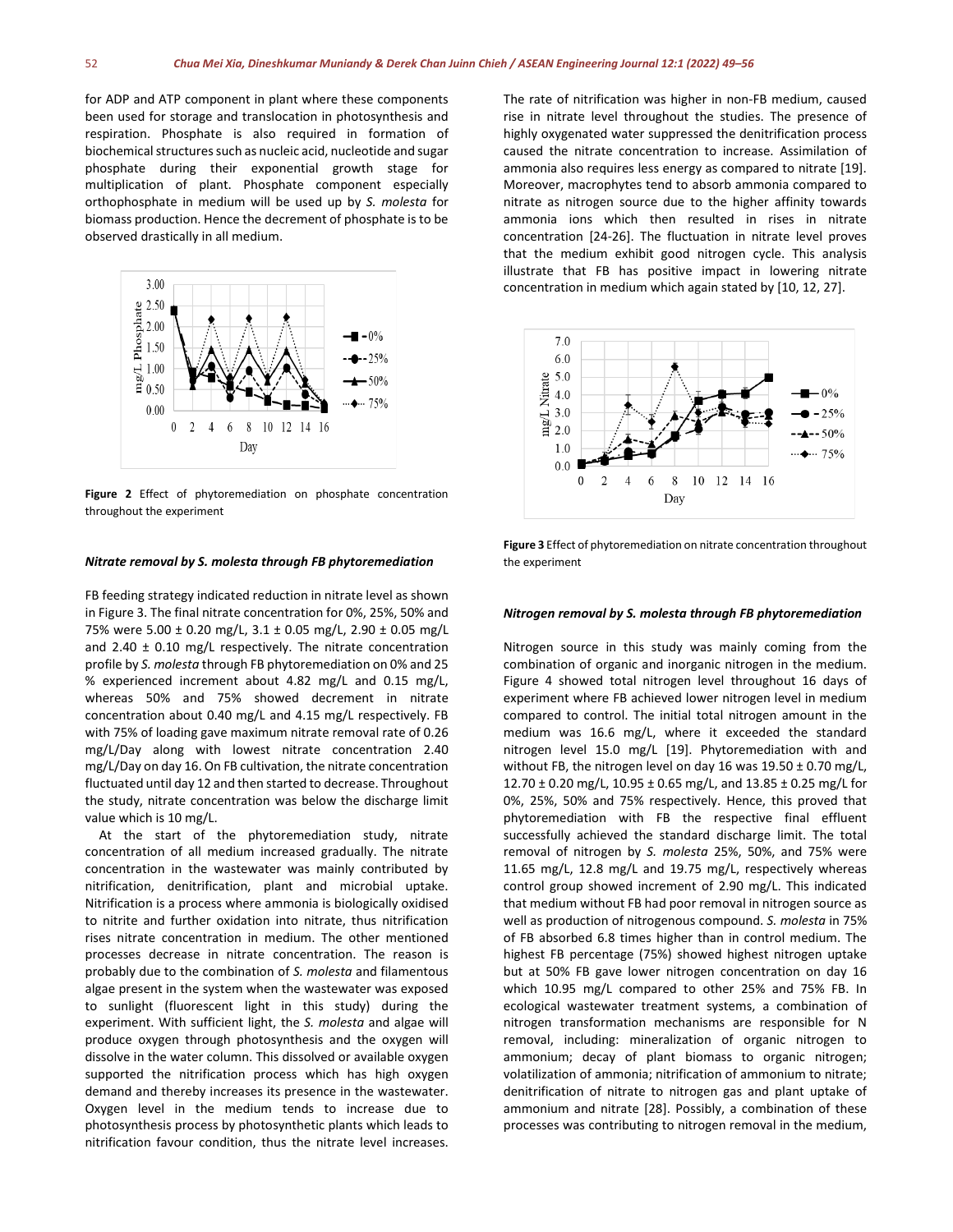for ADP and ATP component in plant where these components been used for storage and translocation in photosynthesis and respiration. Phosphate is also required in formation of biochemical structures such as nucleic acid, nucleotide and sugar phosphate during their exponential growth stage for multiplication of plant. Phosphate component especially orthophosphate in medium will be used up by *S. molesta* for biomass production. Hence the decrement of phosphate is to be observed drastically in all medium.

**Figure 2** Effect of phytoremediation on phosphate concentration throughout the experiment

### *Nitrate removal by S. molesta through FB phytoremediation*

FB feeding strategy indicated reduction in nitrate level as shown in Figure 3. The final nitrate concentration for 0%, 25%, 50% and 75% were 5.00 ± 0.20 mg/L, 3.1 ± 0.05 mg/L, 2.90 ± 0.05 mg/L and 2.40 ± 0.10 mg/L respectively. The nitrate concentration profile by *S. molesta* through FB phytoremediation on 0% and 25 % experienced increment about 4.82 mg/L and 0.15 mg/L, whereas 50% and 75% showed decrement in nitrate concentration about 0.40 mg/L and 4.15 mg/L respectively. FB with 75% of loading gave maximum nitrate removal rate of 0.26 mg/L/Day along with lowest nitrate concentration 2.40 mg/L/Day on day 16. On FB cultivation, the nitrate concentration fluctuated until day 12 and then started to decrease. Throughout the study, nitrate concentration was below the discharge limit value which is 10 mg/L.

At the start of the phytoremediation study, nitrate concentration of all medium increased gradually. The nitrate concentration in the wastewater was mainly contributed by nitrification, denitrification, plant and microbial uptake. Nitrification is a process where ammonia is biologically oxidised to nitrite and further oxidation into nitrate, thus nitrification rises nitrate concentration in medium. The other mentioned processes decrease in nitrate concentration. The reason is probably due to the combination of *S. molesta* and filamentous algae present in the system when the wastewater was exposed to sunlight (fluorescent light in this study) during the experiment. With sufficient light, the *S. molesta* and algae will produce oxygen through photosynthesis and the oxygen will dissolve in the water column. This dissolved or available oxygen supported the nitrification process which has high oxygen demand and thereby increases its presence in the wastewater. Oxygen level in the medium tends to increase due to photosynthesis process by photosynthetic plants which leads to nitrification favour condition, thus the nitrate level increases. The rate of nitrification was higher in non-FB medium, caused rise in nitrate level throughout the studies. The presence of highly oxygenated water suppressed the denitrification process caused the nitrate concentration to increase. Assimilation of ammonia also requires less energy as compared to nitrate [19]. Moreover, macrophytes tend to absorb ammonia compared to nitrate as nitrogen source due to the higher affinity towards ammonia ions which then resulted in rises in nitrate concentration [24-26]. The fluctuation in nitrate level proves that the medium exhibit good nitrogen cycle. This analysis illustrate that FB has positive impact in lowering nitrate concentration in medium which again stated by [10, 12, 27].

**Figure 3** Effect of phytoremediation on nitrate concentration throughout the experiment

### *Nitrogen removal by S. molesta through FB phytoremediation*

Nitrogen source in this study was mainly coming from the combination of organic and inorganic nitrogen in the medium. Figure 4 showed total nitrogen level throughout 16 days of experiment where FB achieved lower nitrogen level in medium compared to control. The initial total nitrogen amount in the medium was 16.6 mg/L, where it exceeded the standard nitrogen level 15.0 mg/L [19]. Phytoremediation with and without FB, the nitrogen level on day 16 was 19.50 ± 0.70 mg/L, 12.70 ± 0.20 mg/L, 10.95 ± 0.65 mg/L, and 13.85 ± 0.25 mg/L for 0%, 25%, 50% and 75% respectively. Hence, this proved that phytoremediation with FB the respective final effluent successfully achieved the standard discharge limit. The total removal of nitrogen by *S. molesta* 25%, 50%, and 75% were 11.65 mg/L, 12.8 mg/L and 19.75 mg/L, respectively whereas control group showed increment of 2.90 mg/L. This indicated that medium without FB had poor removal in nitrogen source as well as production of nitrogenous compound. *S. molesta* in 75% of FB absorbed 6.8 times higher than in control medium. The highest FB percentage (75%) showed highest nitrogen uptake but at 50% FB gave lower nitrogen concentration on day 16 which 10.95 mg/L compared to other 25% and 75% FB. In ecological wastewater treatment systems, a combination of nitrogen transformation mechanisms are responsible for N removal, including: mineralization of organic nitrogen to ammonium; decay of plant biomass to organic nitrogen; volatilization of ammonia; nitrification of ammonium to nitrate; denitrification of nitrate to nitrogen gas and plant uptake of ammonium and nitrate [28]. Possibly, a combination of these processes was contributing to nitrogen removal in the medium,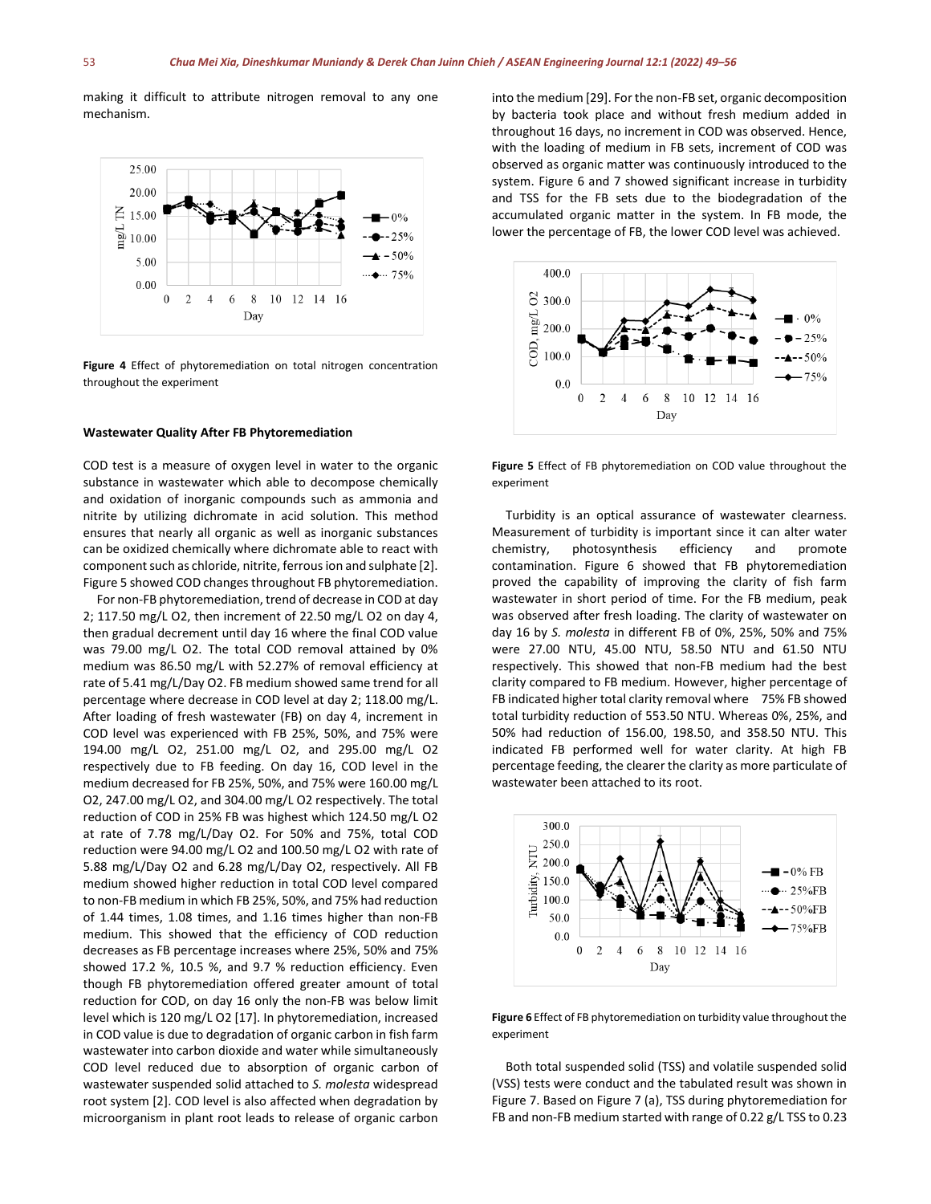making it difficult to attribute nitrogen removal to any one mechanism.

**Figure 4** Effect of phytoremediation on total nitrogen concentration throughout the experiment

### Wastewater Quality After FB Phytoremediation

COD test is a measure of oxygen level in water to the organic substance in wastewater which able to decompose chemically and oxidation of inorganic compounds such as ammonia and nitrite by utilizing dichromate in acid solution. This method ensures that nearly all organic as well as inorganic substances can be oxidized chemically where dichromate able to react with component such as chloride, nitrite, ferrous ion and sulphate [2]. Figure 5 showed COD changes throughout FB phytoremediation.

For non-FB phytoremediation, trend of decrease in COD at day 2; 117.50 mg/L O2, then increment of 22.50 mg/L O2 on day 4, then gradual decrement until day 16 where the final COD value was 79.00 mg/L O2. The total COD removal attained by 0% medium was 86.50 mg/L with 52.27% of removal efficiency at rate of 5.41 mg/L/Day O2. FB medium showed same trend for all percentage where decrease in COD level at day 2; 118.00 mg/L. After loading of fresh wastewater (FB) on day 4, increment in COD level was experienced with FB 25%, 50%, and 75% were 194.00 mg/L O2, 251.00 mg/L O2, and 295.00 mg/L O2 respectively due to FB feeding. On day 16, COD level in the medium decreased for FB 25%, 50%, and 75% were 160.00 mg/L O2, 247.00 mg/L O2, and 304.00 mg/L O2 respectively. The total reduction of COD in 25% FB was highest which 124.50 mg/L O2 at rate of 7.78 mg/L/Day O2. For 50% and 75%, total COD reduction were 94.00 mg/L O2 and 100.50 mg/L O2 with rate of 5.88 mg/L/Day O2 and 6.28 mg/L/Day O2, respectively. All FB medium showed higher reduction in total COD level compared to non-FB medium in which FB 25%, 50%, and 75% had reduction of 1.44 times, 1.08 times, and 1.16 times higher than non-FB medium. This showed that the efficiency of COD reduction decreases as FB percentage increases where 25%, 50% and 75% showed 17.2 %, 10.5 %, and 9.7 % reduction efficiency. Even though FB phytoremediation offered greater amount of total reduction for COD, on day 16 only the non-FB was below limit level which is 120 mg/L O2 [17]. In phytoremediation, increased in COD value is due to degradation of organic carbon in fish farm wastewater into carbon dioxide and water while simultaneously COD level reduced due to absorption of organic carbon of wastewater suspended solid attached to *S. molesta* widespread root system [2]. COD level is also affected when degradation by microorganism in plant root leads to release of organic carbon into the medium [29]. For the non-FB set, organic decomposition by bacteria took place and without fresh medium added in throughout 16 days, no increment in COD was observed. Hence, with the loading of medium in FB sets, increment of COD was observed as organic matter was continuously introduced to the system. Figure 6 and 7 showed significant increase in turbidity and TSS for the FB sets due to the biodegradation of the accumulated organic matter in the system. In FB mode, the lower the percentage of FB, the lower COD level was achieved.

**Figure 5** Effect of FB phytoremediation on COD value throughout the experiment

Turbidity is an optical assurance of wastewater clearness. Measurement of turbidity is important since it can alter water chemistry, photosynthesis efficiency and promote contamination. Figure 6 showed that FB phytoremediation proved the capability of improving the clarity of fish farm wastewater in short period of time. For the FB medium, peak was observed after fresh loading. The clarity of wastewater on day 16 by *S. molesta* in different FB of 0%, 25%, 50% and 75% were 27.00 NTU, 45.00 NTU, 58.50 NTU and 61.50 NTU respectively. This showed that non-FB medium had the best clarity compared to FB medium. However, higher percentage of FB indicated higher total clarity removal where 75% FB showed total turbidity reduction of 553.50 NTU. Whereas 0%, 25%, and 50% had reduction of 156.00, 198.50, and 358.50 NTU. This indicated FB performed well for water clarity. At high FB percentage feeding, the clearer the clarity as more particulate of wastewater been attached to its root.

**Figure 6** Effect of FB phytoremediation on turbidity value throughout the experiment

Both total suspended solid (TSS) and volatile suspended solid (VSS) tests were conduct and the tabulated result was shown in Figure 7. Based on Figure 7 (a), TSS during phytoremediation for FB and non-FB medium started with range of 0.22 g/L TSS to 0.23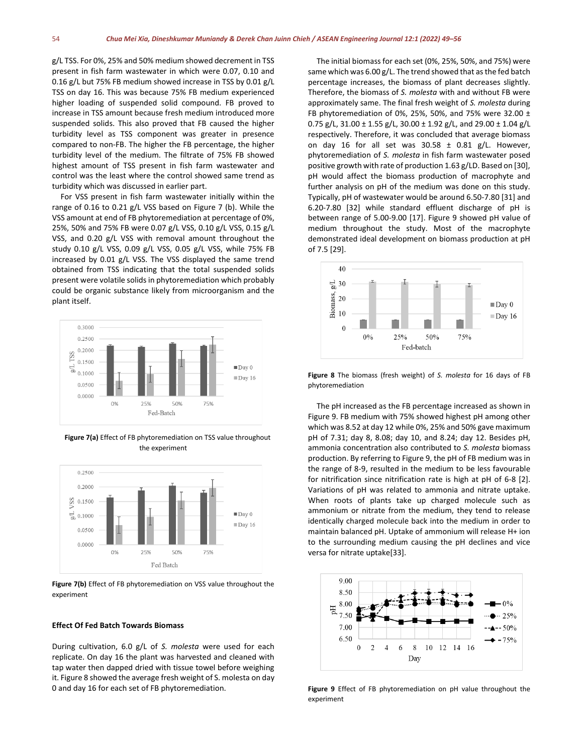g/L TSS. For 0%, 25% and 50% medium showed decrement in TSS present in fish farm wastewater in which were 0.07, 0.10 and 0.16 g/L but 75% FB medium showed increase in TSS by 0.01 g/L TSS on day 16. This was because 75% FB medium experienced higher loading of suspended solid compound. FB proved to increase in TSS amount because fresh medium introduced more suspended solids. This also proved that FB caused the higher turbidity level as TSS component was greater in presence compared to non-FB. The higher the FB percentage, the higher turbidity level of the medium. The filtrate of 75% FB showed highest amount of TSS present in fish farm wastewater and control was the least where the control showed same trend as turbidity which was discussed in earlier part.

For VSS present in fish farm wastewater initially within the range of 0.16 to 0.21 g/L VSS based on Figure 7 (b). While the VSS amount at end of FB phytoremediation at percentage of 0%, 25%, 50% and 75% FB were 0.07 g/L VSS, 0.10 g/L VSS, 0.15 g/L VSS, and 0.20 g/L VSS with removal amount throughout the study 0.10 g/L VSS, 0.09 g/L VSS, 0.05 g/L VSS, while 75% FB increased by 0.01 g/L VSS. The VSS displayed the same trend obtained from TSS indicating that the total suspended solids present were volatile solids in phytoremediation which probably could be organic substance likely from microorganism and the plant itself.

**Figure 7(a)** Effect of FB phytoremediation on TSS value throughout the experiment

**Figure 7(b)** Effect of FB phytoremediation on VSS value throughout the experiment

### Effect Of Fed Batch Towards Biomass

During cultivation, 6.0 g/L of *S. molesta* were used for each replicate. On day 16 the plant was harvested and cleaned with tap water then dapped dried with tissue towel before weighing it. Figure 8 showed the average fresh weight of S. molesta on day 0 and day 16 for each set of FB phytoremediation.

The initial biomass for each set (0%, 25%, 50%, and 75%) were same which was 6.00 g/L. The trend showed that as the fed batch percentage increases, the biomass of plant decreases slightly. Therefore, the biomass of *S. molesta* with and without FB were approximately same. The final fresh weight of *S. molesta* during FB phytoremediation of 0%, 25%, 50%, and 75% were 32.00 ± 0.75 g/L, 31.00 ± 1.55 g/L, 30.00 ± 1.92 g/L, and 29.00 ± 1.04 g/L respectively. Therefore, it was concluded that average biomass on day 16 for all set was 30.58 ± 0.81 g/L. However, phytoremediation of *S. molesta* in fish farm wastewater posed positive growth with rate of production 1.63 g/LD. Based on [30], pH would affect the biomass production of macrophyte and further analysis on pH of the medium was done on this study. Typically, pH of wastewater would be around 6.50-7.80 [31] and 6.20-7.80 [32] while standard effluent discharge of pH is between range of 5.00-9.00 [17]. Figure 9 showed pH value of medium throughout the study. Most of the macrophyte demonstrated ideal development on biomass production at pH of 7.5 [29].

**Figure 8** The biomass (fresh weight) of *S. molesta* for 16 days of FB phytoremediation

The pH increased as the FB percentage increased as shown in Figure 9. FB medium with 75% showed highest pH among other which was 8.52 at day 12 while 0%, 25% and 50% gave maximum pH of 7.31; day 8, 8.08; day 10, and 8.24; day 12. Besides pH, ammonia concentration also contributed to *S. molesta* biomass production. By referring to Figure 9, the pH of FB medium was in the range of 8-9, resulted in the medium to be less favourable for nitrification since nitrification rate is high at pH of 6-8 [2]. Variations of pH was related to ammonia and nitrate uptake. When roots of plants take up charged molecule such as ammonium or nitrate from the medium, they tend to release identically charged molecule back into the medium in order to maintain balanced pH. Uptake of ammonium will release H+ ion to the surrounding medium causing the pH declines and vice versa for nitrate uptake[33].

**Figure 9** Effect of FB phytoremediation on pH value throughout the experiment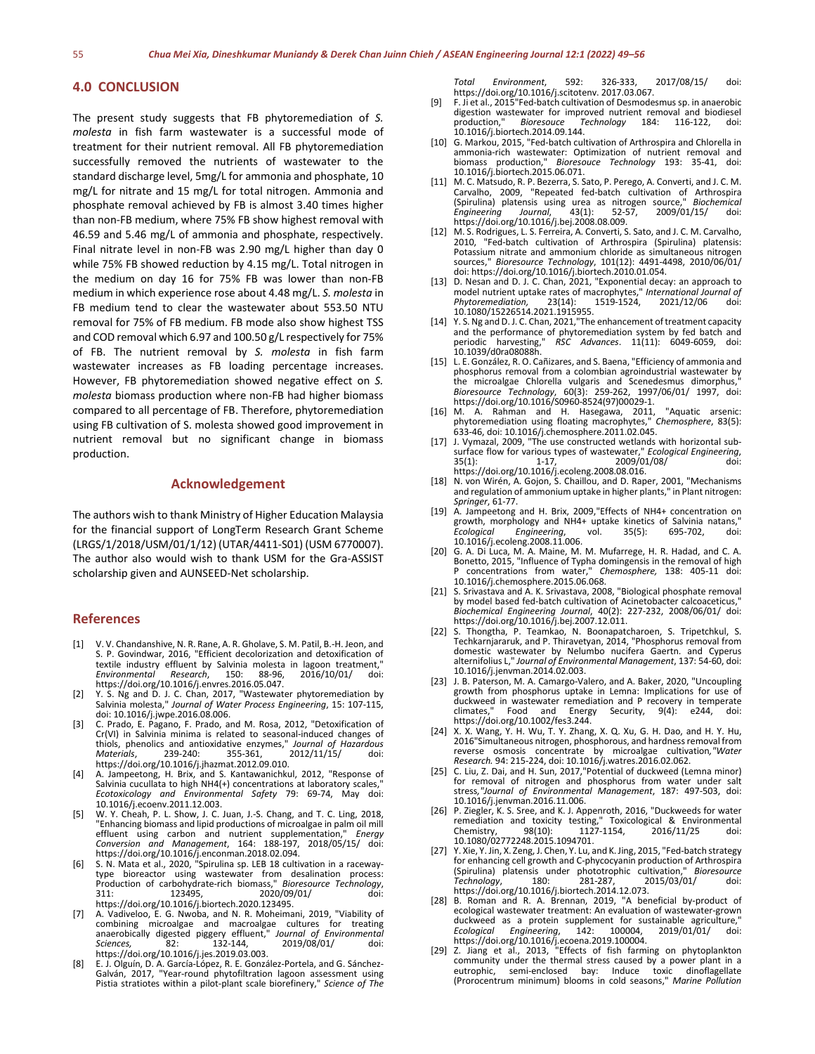## 4.0 CONCLUSION

The present study suggests that FB phytoremediation of *S. molesta* in fish farm wastewater is a successful mode of treatment for their nutrient removal. All FB phytoremediation successfully removed the nutrients of wastewater to the standard discharge level, 5mg/L for ammonia and phosphate, 10 mg/L for nitrate and 15 mg/L for total nitrogen. Ammonia and phosphate removal achieved by FB is almost 3.40 times higher than non-FB medium, where 75% FB show highest removal with 46.59 and 5.46 mg/L of ammonia and phosphate, respectively. Final nitrate level in non-FB was 2.90 mg/L higher than day 0 while 75% FB showed reduction by 4.15 mg/L. Total nitrogen in the medium on day 16 for 75% FB was lower than non-FB medium in which experience rose about 4.48 mg/L. *S. molesta* in FB medium tend to clear the wastewater about 553.50 NTU removal for 75% of FB medium. FB mode also show highest TSS and COD removal which 6.97 and 100.50 g/L respectively for 75% of FB. The nutrient removal by *S. molesta* in fish farm wastewater increases as FB loading percentage increases. However, FB phytoremediation showed negative effect on *S. molesta* biomass production where non-FB had higher biomass compared to all percentage of FB. Therefore, phytoremediation using FB cultivation of S. molesta showed good improvement in nutrient removal but no significant change in biomass production.

## Acknowledgement

The authors wish to thank Ministry of Higher Education Malaysia for the financial support of LongTerm Research Grant Scheme (LRGS/1/2018/USM/01/1/12) (UTAR/4411-S01) (USM 6770007). The author also would wish to thank USM for the Gra-ASSIST scholarship given and AUNSEED-Net scholarship.

## References

[1] V. V. Chandanshive, N. R. Rane, A. R. Gholave, S. M. Patil, B.-H. Jeon, and S. P. Govindwar, 2016, "Efficient decolorization and detoxification of textile industry effluent by Salvinia molesta in lagoon treatment," *Environmental Research*, 150: 88-96, 2016/10/01/ doi: https://doi.org/10.1016/j.envres.2016.05.047.

[2] Y. S. Ng and D. J. C. Chan, 2017, "Wastewater phytoremediation by Salvinia molesta," *Journal of Water Process Engineering*, 15: 107-115, doi: 10.1016/j.jwpe.2016.08.006.

[3] C. Prado, E. Pagano, F. Prado, and M. Rosa, 2012, "Detoxification of Cr(VI) in Salvinia minima is related to seasonal-induced changes of thiols, phenolics and antioxidative enzymes," *Journal of Hazardous Materials*, 239-240: 355-361, 2012/11/15/ doi: https://doi.org/10.1016/j.jhazmat.2012.09.010.

[4] A. Jampeetong, H. Brix, and S. Kantawanichkul, 2012, "Response of Salvinia cucullata to high NH4(+) concentrations at laboratory scales," *Ecotoxicology and Environmental Safety* 79: 69-74, May doi: 10.1016/j.ecoenv.2011.12.003.

[5] W. Y. Cheah, P. L. Show, J. C. Juan, J.-S. Chang, and T. C. Ling, 2018, "Enhancing biomass and lipid productions of microalgae in palm oil mill effluent using carbon and nutrient supplementation," *Energy Conversion and Management*, 164: 188-197, 2018/05/15/ doi: https://doi.org/10.1016/j.enconman.2018.02.094.

[6] S. N. Mata et al., 2020, "Spirulina sp. LEB 18 cultivation in a raceway-type bioreactor using wastewater from desalination process: Production of carbohydrate-rich biomass," *Bioresource Technology*, 311: 123495, 2020/09/01/ doi: https://doi.org/10.1016/j.biortech.2020.123495.

[7] A. Vadiveloo, E. G. Nwoba, and N. R. Moheimani, 2019, "Viability of combining microalgae and macroalgae cultures for treating anaerobically digested piggery effluent," *Journal of Environmental Sciences*, 82: 132-144, 2019/08/01/ doi: https://doi.org/10.1016/j.jes.2019.03.003.

[8] E. J. Olguín, D. A. García-López, R. E. González-Portela, and G. Sánchez-Galván, 2017, "Year-round phytofiltration lagoon assessment using Pistia stratiotes within a pilot-plant scale biorefinery," *Science of The Total Environment*, 592: 326-333, 2017/08/15/ doi: https://doi.org/10.1016/j.scitotenv. 2017.03.067.

[9] F. Ji et al., 2015"Fed-batch cultivation of Desmodesmus sp. in anaerobic digestion wastewater for improved nutrient removal and biodiesel production," *Bioresouce Technology* 184: 116-122, doi: 10.1016/j.biortech.2014.09.144.

[10] G. Markou, 2015, "Fed-batch cultivation of Arthrospira and Chlorella in ammonia-rich wastewater: Optimization of nutrient removal and biomass production," *Bioresouce Technology* 193: 35-41, doi: 10.1016/j.biortech.2015.06.071.

[11] M. C. Matsudo, R. P. Bezerra, S. Sato, P. Perego, A. Converti, and J. C. M. Carvalho, 2009, "Repeated fed-batch cultivation of Arthrospira (Spirulina) platensis using urea as nitrogen source," *Biochemical Engineering Journal*, 43(1): 52-57, 2009/01/15/ doi: https://doi.org/10.1016/j.bej.2008.08.009.

[12] M. S. Rodrigues, L. S. Ferreira, A. Converti, S. Sato, and J. C. M. Carvalho, 2010, "Fed-batch cultivation of Arthrospira (Spirulina) platensis: Potassium nitrate and ammonium chloride as simultaneous nitrogen sources," *Bioresource Technology*, 101(12): 4491-4498, 2010/06/01/ doi: https://doi.org/10.1016/j.biortech.2010.01.054.

[13] D. Nesan and D. J. C. Chan, 2021, "Exponential decay: an approach to model nutrient uptake rates of macrophytes," *International Journal of Phytoremediation,* 23(14): 1519-1524, 2021/12/06 doi: 10.1080/15226514.2021.1915955.

[14] Y. S. Ng and D. J. C. Chan, 2021,"The enhancement of treatment capacity and the performance of phytoremediation system by fed batch and periodic harvesting," *RSC Advances*. 11(11): 6049-6059, doi: 10.1039/d0ra08088h.

[15] L. E. González, R. O. Cañizares, and S. Baena, "Efficiency of ammonia and phosphorus removal from a colombian agroindustrial wastewater by the microalgae Chlorella vulgaris and Scenedesmus dimorphus," *Bioresource Technology*, 60(3): 259-262, 1997/06/01/ 1997, doi: https://doi.org/10.1016/S0960-8524(97)00029-1.

[16] M. A. Rahman and H. Hasegawa, 2011, "Aquatic arsenic: phytoremediation using floating macrophytes," *Chemosphere*, 83(5): 633-46, doi: 10.1016/j.chemosphere.2011.02.045.

[17] J. Vymazal, 2009, "The use constructed wetlands with horizontal sub-surface flow for various types of wastewater," *Ecological Engineering*, 35(1): 1-17, 2009/01/08/ doi: https://doi.org/10.1016/j.ecoleng.2008.08.016.

[18] N. von Wirén, A. Gojon, S. Chaillou, and D. Raper, 2001, "Mechanisms and regulation of ammonium uptake in higher plants," in Plant nitrogen: *Springer*, 61-77.

[19] A. Jampeetong and H. Brix, 2009,"Effects of NH4+ concentration on growth, morphology and NH4+ uptake kinetics of Salvinia natans," *Ecological Engineering*, vol. 35(5): 695-702, doi: 10.1016/j.ecoleng.2008.11.006.

[20] G. A. Di Luca, M. A. Maine, M. M. Mufarrege, H. R. Hadad, and C. A. Bonetto, 2015, "Influence of Typha domingensis in the removal of high P concentrations from water," *Chemosphere,* 138: 405-11 doi: 10.1016/j.chemosphere.2015.06.068.

[21] S. Srivastava and A. K. Srivastava, 2008, "Biological phosphate removal by model based fed-batch cultivation of Acinetobacter calcoaceticus," *Biochemical Engineering Journal*, 40(2): 227-232, 2008/06/01/ doi: https://doi.org/10.1016/j.bej.2007.12.011.

[22] S. Thongtha, P. Teamkao, N. Boonapatcharoen, S. Tripetchkul, S. Techkarnjararuk, and P. Thiravetyan, 2014, "Phosphorus removal from domestic wastewater by Nelumbo nucifera Gaertn. and Cyperus alternifolius L," *Journal of Environmental Management*, 137: 54-60, doi: 10.1016/j.jenvman.2014.02.003.

[23] J. B. Paterson, M. A. Camargo-Valero, and A. Baker, 2020, "Uncoupling growth from phosphorus uptake in Lemna: Implications for use of duckweed in wastewater remediation and P recovery in temperate climates," Food and Energy Security, 9(4): e244, doi: https://doi.org/10.1002/fes3.244.

[24] X. X. Wang, Y. H. Wu, T. Y. Zhang, X. Q. Xu, G. H. Dao, and H. Y. Hu, 2016"Simultaneous nitrogen, phosphorous, and hardness removal from reverse osmosis concentrate by microalgae cultivation,*"Water Research.* 94: 215-224, doi: 10.1016/j.watres.2016.02.062.

[25] C. Liu, Z. Dai, and H. Sun, 2017,"Potential of duckweed (Lemna minor) for removal of nitrogen and phosphorus from water under salt stress,*"Journal of Environmental Management*, 187: 497-503, doi: 10.1016/j.jenvman.2016.11.006.

[26] P. Ziegler, K. S. Sree, and K. J. Appenroth, 2016, "Duckweeds for water remediation and toxicity testing," Toxicological & Environmental Chemistry, 98(10): 1127-1154, 2016/11/25 doi: 10.1080/02772248.2015.1094701.

[27] Y. Xie, Y. Jin, X. Zeng, J. Chen, Y. Lu, and K. Jing, 2015, "Fed-batch strategy for enhancing cell growth and C-phycocyanin production of Arthrospira (Spirulina) platensis under phototrophic cultivation," *Bioresource Technology*, 180: 281-287, 2015/03/01/ doi: https://doi.org/10.1016/j.biortech.2014.12.073.

[28] B. Roman and R. A. Brennan, 2019, "A beneficial by-product of ecological wastewater treatment: An evaluation of wastewater-grown duckweed as a protein supplement for sustainable agriculture," *Ecological Engineering*, 142: 100004, 2019/01/01/ doi: https://doi.org/10.1016/j.ecoena.2019.100004.

[29] Z. Jiang et al., 2013, "Effects of fish farming on phytoplankton community under the thermal stress caused by a power plant in a eutrophic, semi-enclosed bay: Induce toxic dinoflagellate (Prorocentrum minimum) blooms in cold seasons," *Marine Pollution*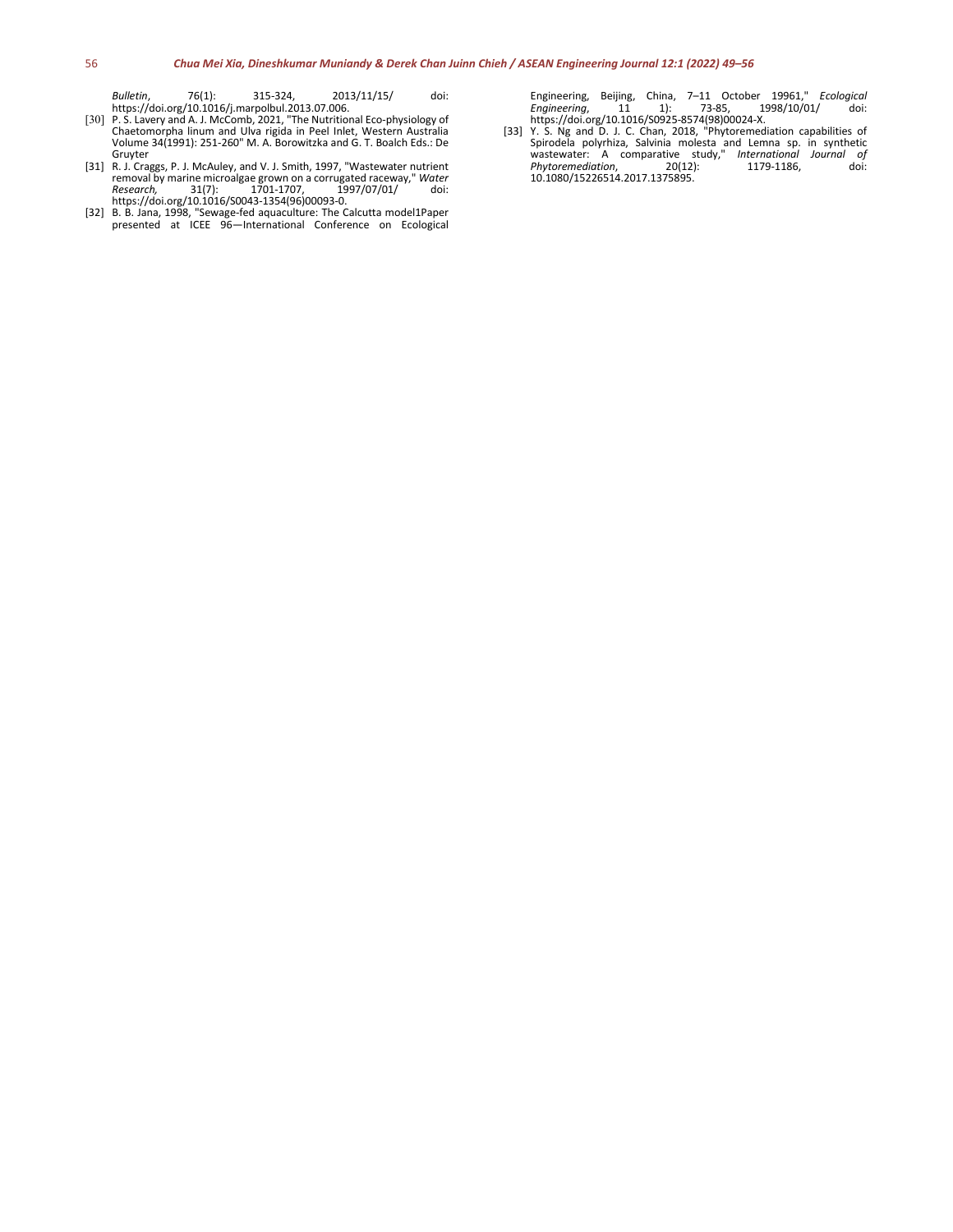*Bulletin*, 76(1): 315-324, 2013/11/15/ doi: https://doi.org/10.1016/j.marpolbul.2013.07.006.

[30] P. S. Lavery and A. J. McComb, 2021, "The Nutritional Eco-physiology of Chaetomorpha linum and Ulva rigida in Peel Inlet, Western Australia Volume 34(1991): 251-260" M. A. Borowitzka and G. T. Boalch Eds.: De Gruyter

[31] R. J. Craggs, P. J. McAuley, and V. J. Smith, 1997, "Wastewater nutrient removal by marine microalgae grown on a corrugated raceway," *Water Research,* 31(7): 1701-1707, 1997/07/01/ doi: https://doi.org/10.1016/S0043-1354(96)00093-0.

[32] B. B. Jana, 1998, "Sewage-fed aquaculture: The Calcutta model1Paper presented at ICEE 96—International Conference on Ecological Engineering, Beijing, China, 7–11 October 19961," *Ecological Engineering*, 11 1): 73-85, 1998/10/01/ doi: https://doi.org/10.1016/S0925-8574(98)00024-X.

[33] Y. S. Ng and D. J. C. Chan, 2018, "Phytoremediation capabilities of Spirodela polyrhiza, Salvinia molesta and Lemna sp. in synthetic wastewater: A comparative study," *International Journal of Phytoremediation*, 20(12): 1179-1186, doi: 10.1080/15226514.2017.1375895.